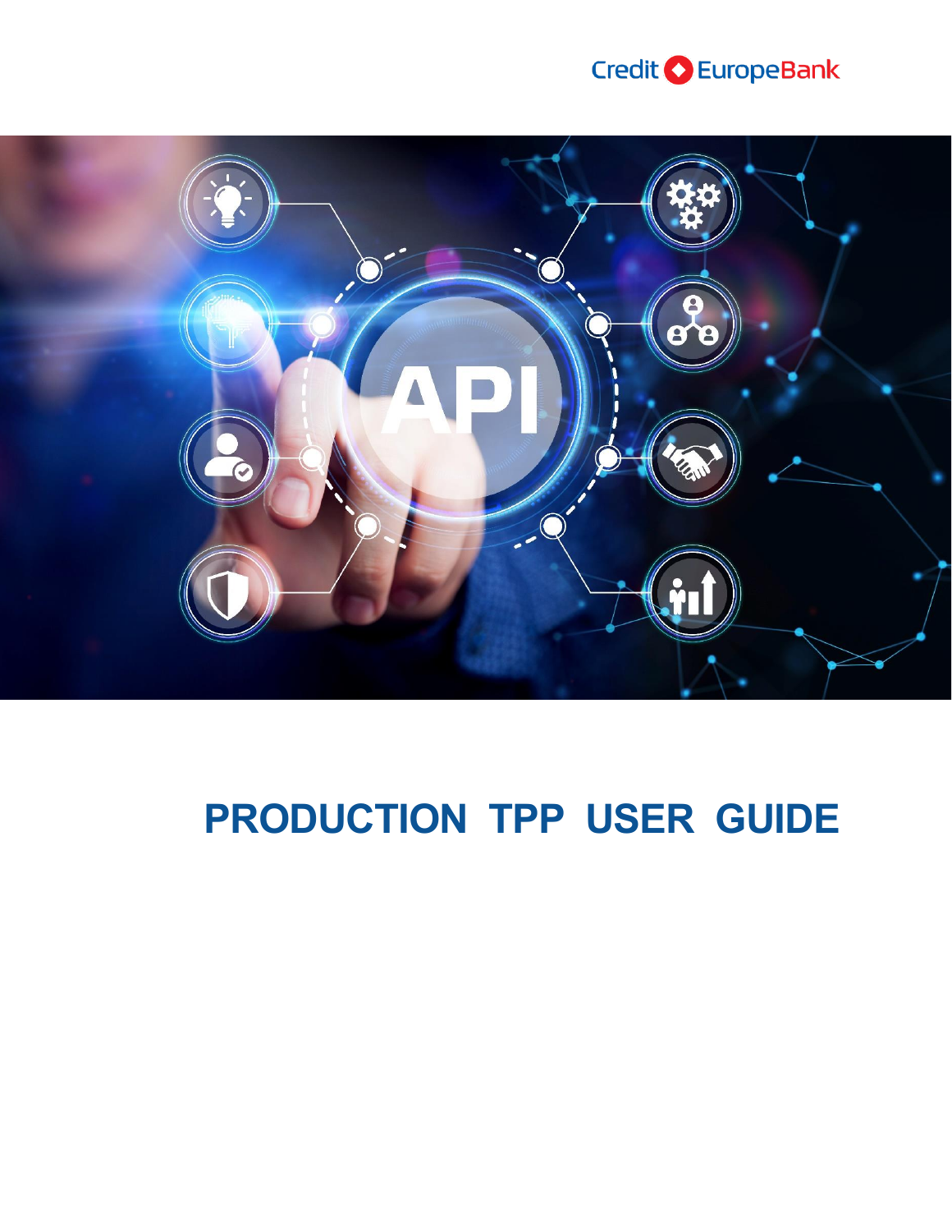Credit EuropeBank

# PRODUCTION TPP USER GUIDE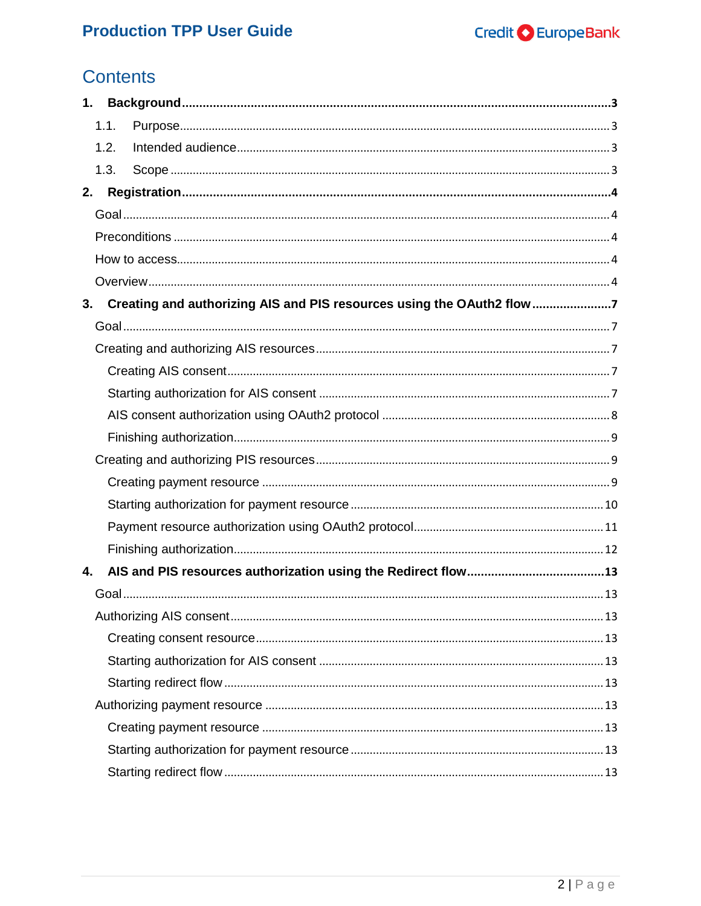# Contents

**1. Background** ... **3**

- 1.1. Purpose ... 3
- 1.2. Intended audience ... 3
- 1.3. Scope ... 3

**2. Registration** ... **4**

- Goal ... 4
- Preconditions ... 4
- How to access ... 4
- Overview ... 4

**3. Creating and authorizing AIS and PIS resources using the OAuth2 flow** ... **7**

- Goal ... 7
- Creating and authorizing AIS resources ... 7
  - Creating AIS consent ... 7
  - Starting authorization for AIS consent ... 7
  - AIS consent authorization using OAuth2 protocol ... 8
  - Finishing authorization ... 9
- Creating and authorizing PIS resources ... 9
  - Creating payment resource ... 9
  - Starting authorization for payment resource ... 10
  - Payment resource authorization using OAuth2 protocol ... 11
  - Finishing authorization ... 12

**4. AIS and PIS resources authorization using the Redirect flow** ... **13**

- Goal ... 13
- Authorizing AIS consent ... 13
  - Creating consent resource ... 13
  - Starting authorization for AIS consent ... 13
  - Starting redirect flow ... 13
- Authorizing payment resource ... 13
  - Creating payment resource ... 13
  - Starting authorization for payment resource ... 13
  - Starting redirect flow ... 13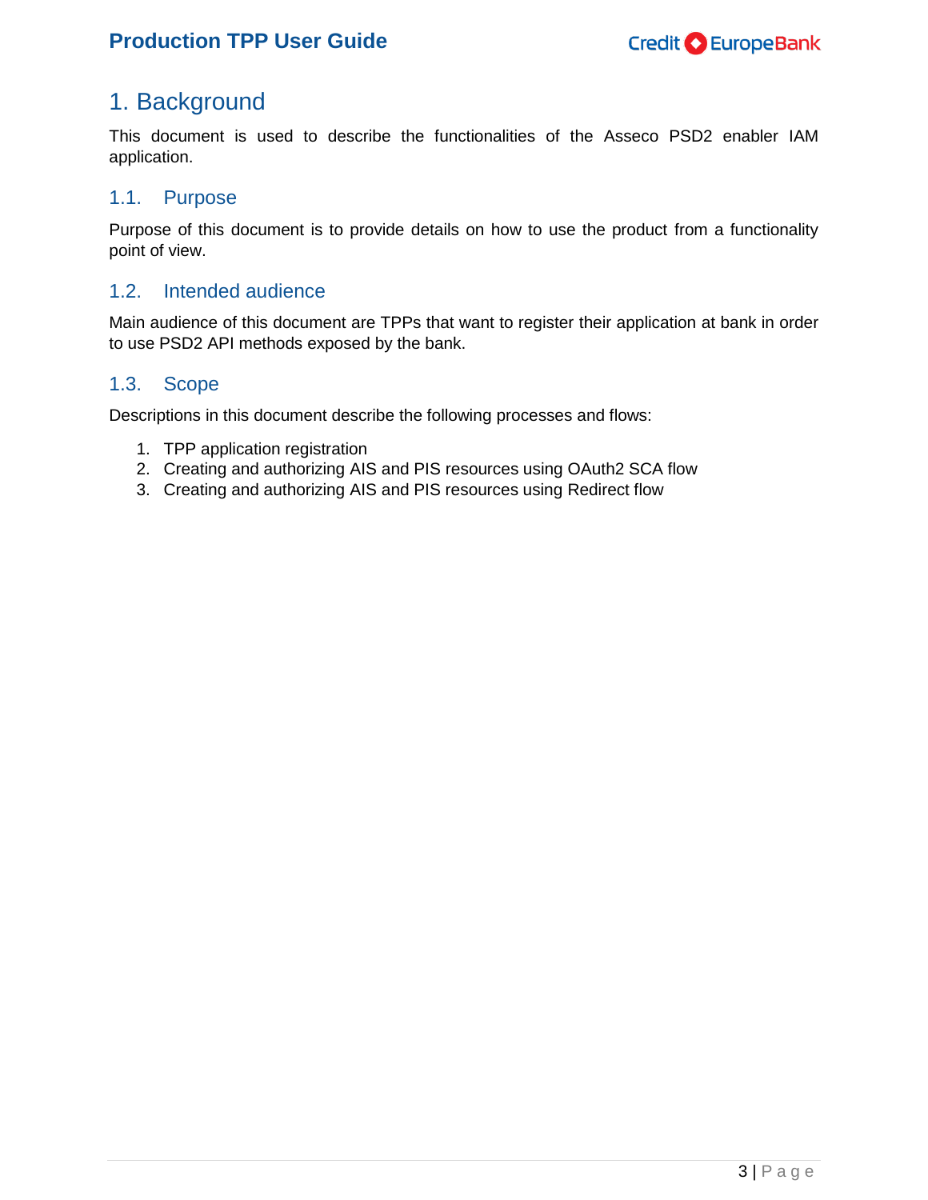# 1. Background

This document is used to describe the functionalities of the Asseco PSD2 enabler IAM application.

## 1.1. Purpose

Purpose of this document is to provide details on how to use the product from a functionality point of view.

## 1.2. Intended audience

Main audience of this document are TPPs that want to register their application at bank in order to use PSD2 API methods exposed by the bank.

## 1.3. Scope

Descriptions in this document describe the following processes and flows:

1. TPP application registration
2. Creating and authorizing AIS and PIS resources using OAuth2 SCA flow
3. Creating and authorizing AIS and PIS resources using Redirect flow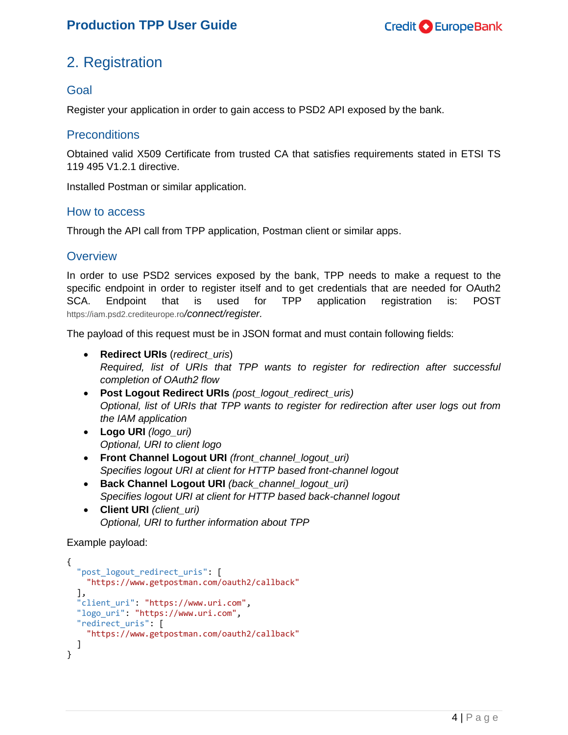## 2. Registration

### Goal

Register your application in order to gain access to PSD2 API exposed by the bank.

### Preconditions

Obtained valid X509 Certificate from trusted CA that satisfies requirements stated in ETSI TS 119 495 V1.2.1 directive.

Installed Postman or similar application.

### How to access

Through the API call from TPP application, Postman client or similar apps.

### Overview

In order to use PSD2 services exposed by the bank, TPP needs to make a request to the specific endpoint in order to register itself and to get credentials that are needed for OAuth2 SCA. Endpoint that is used for TPP application registration is: POST https://iam.psd2.crediteurope.ro*/connect/register.*

The payload of this request must be in JSON format and must contain following fields:

- **Redirect URIs** (*redirect_uris*)
  *Required, list of URIs that TPP wants to register for redirection after successful completion of OAuth2 flow*
- **Post Logout Redirect URIs** *(post_logout_redirect_uris)*
  *Optional, list of URIs that TPP wants to register for redirection after user logs out from the IAM application*
- **Logo URI** *(logo_uri)*
  *Optional, URI to client logo*
- **Front Channel Logout URI** *(front_channel_logout_uri)*
  *Specifies logout URI at client for HTTP based front-channel logout*
- **Back Channel Logout URI** *(back_channel_logout_uri)*
  *Specifies logout URI at client for HTTP based back-channel logout*
- **Client URI** *(client_uri)*
  *Optional, URI to further information about TPP*

Example payload:

```
{
  "post_logout_redirect_uris": [
    "https://www.getpostman.com/oauth2/callback"
  ],
  "client_uri": "https://www.uri.com",
  "logo_uri": "https://www.uri.com",
  "redirect_uris": [
    "https://www.getpostman.com/oauth2/callback"
  ]
}
```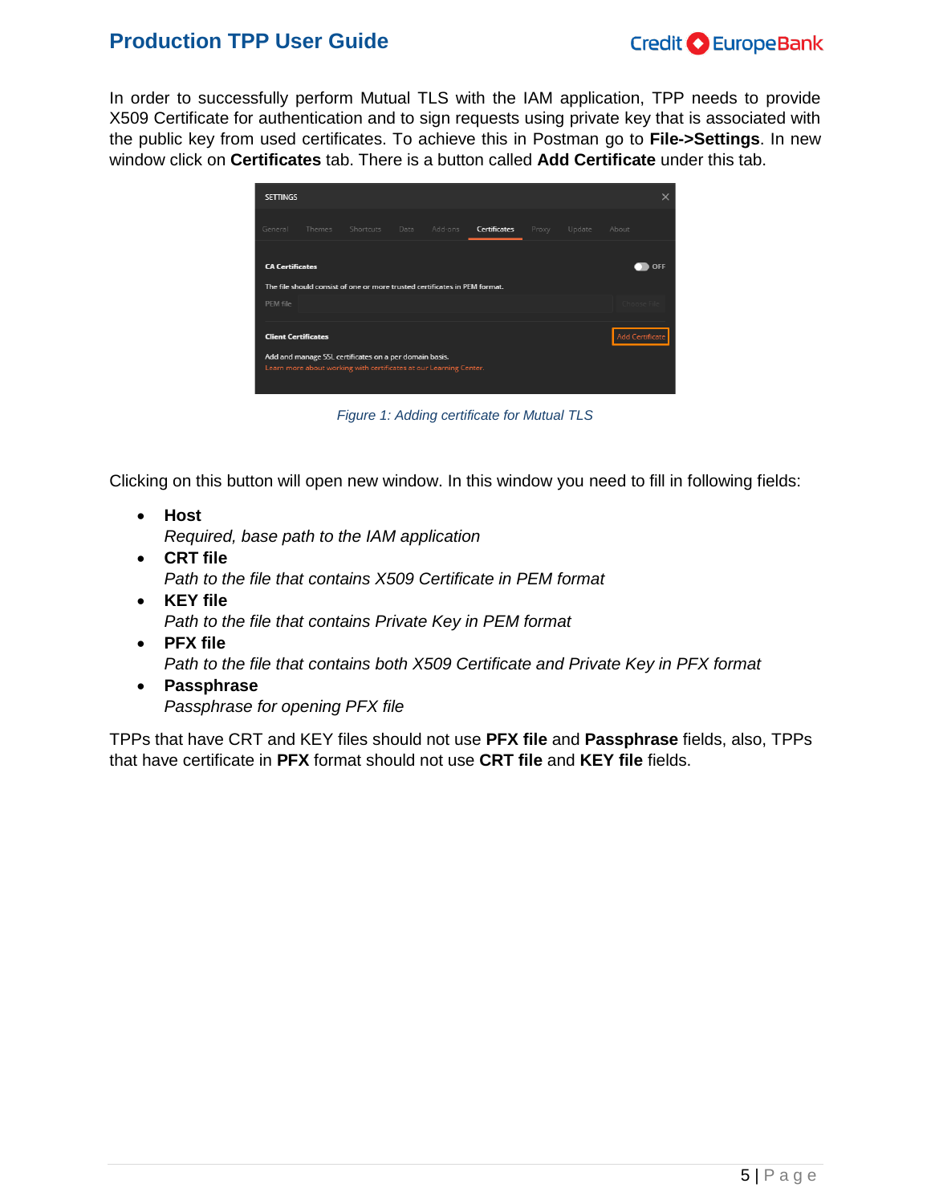In order to successfully perform Mutual TLS with the IAM application, TPP needs to provide X509 Certificate for authentication and to sign requests using private key that is associated with the public key from used certificates. To achieve this in Postman go to **File->Settings**. In new window click on **Certificates** tab. There is a button called **Add Certificate** under this tab.

*Figure 1: Adding certificate for Mutual TLS*

Clicking on this button will open new window. In this window you need to fill in following fields:

- **Host**
  *Required, base path to the IAM application*
- **CRT file**
  *Path to the file that contains X509 Certificate in PEM format*
- **KEY file**
  *Path to the file that contains Private Key in PEM format*
- **PFX file**
  *Path to the file that contains both X509 Certificate and Private Key in PFX format*
- **Passphrase**
  *Passphrase for opening PFX file*

TPPs that have CRT and KEY files should not use **PFX file** and **Passphrase** fields, also, TPPs that have certificate in **PFX** format should not use **CRT file** and **KEY file** fields.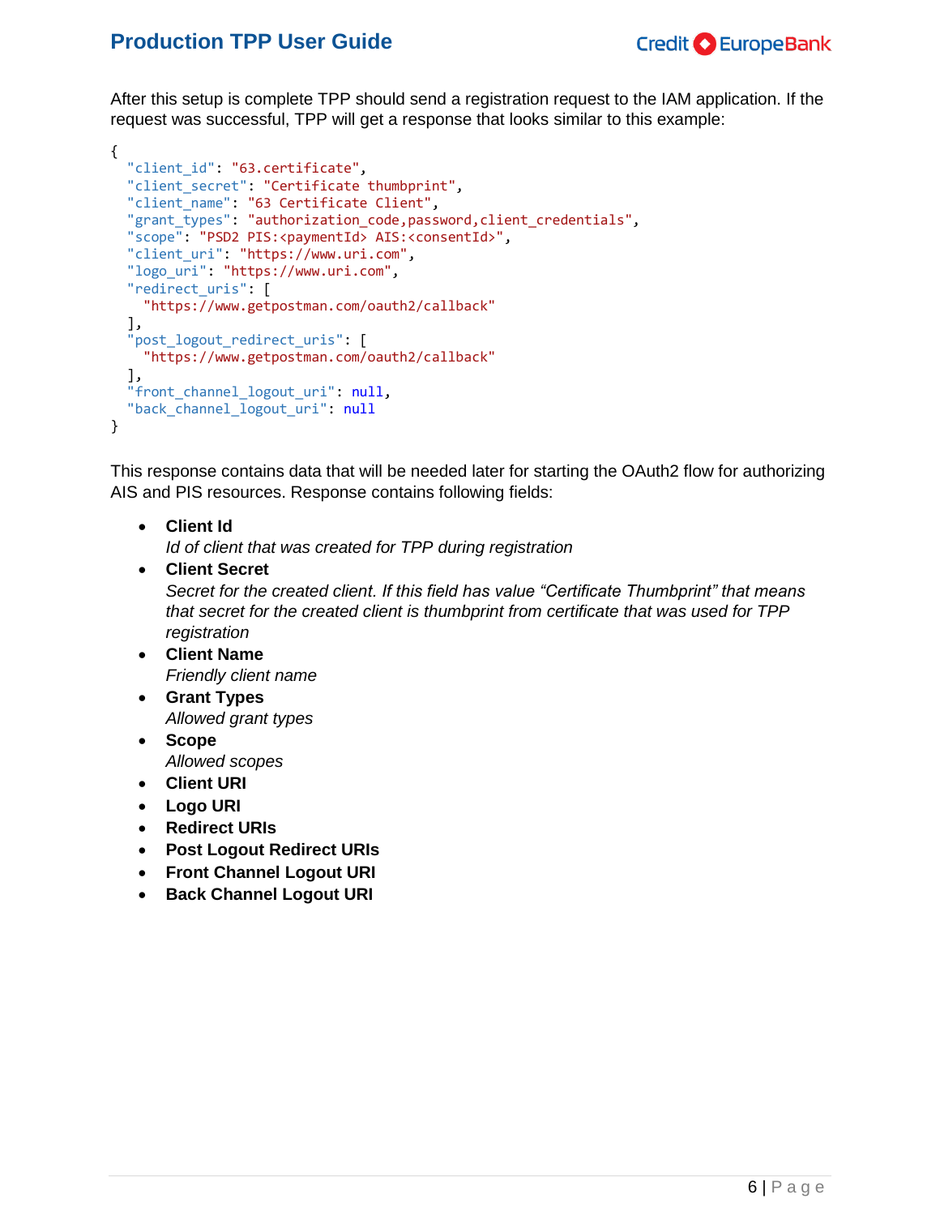After this setup is complete TPP should send a registration request to the IAM application. If the request was successful, TPP will get a response that looks similar to this example:

```
{
  "client_id": "63.certificate",
  "client_secret": "Certificate thumbprint",
  "client_name": "63 Certificate Client",
  "grant_types": "authorization_code,password,client_credentials",
  "scope": "PSD2 PIS:<paymentId> AIS:<consentId>",
  "client_uri": "https://www.uri.com",
  "logo_uri": "https://www.uri.com",
  "redirect_uris": [
    "https://www.getpostman.com/oauth2/callback"
  ],
  "post_logout_redirect_uris": [
    "https://www.getpostman.com/oauth2/callback"
  ],
  "front_channel_logout_uri": null,
  "back_channel_logout_uri": null
}
```

This response contains data that will be needed later for starting the OAuth2 flow for authorizing AIS and PIS resources. Response contains following fields:

- **Client Id**
  *Id of client that was created for TPP during registration*
- **Client Secret**
  *Secret for the created client. If this field has value "Certificate Thumbprint" that means that secret for the created client is thumbprint from certificate that was used for TPP registration*
- **Client Name**
  *Friendly client name*
- **Grant Types**
  *Allowed grant types*
- **Scope**
  *Allowed scopes*
- **Client URI**
- **Logo URI**
- **Redirect URIs**
- **Post Logout Redirect URIs**
- **Front Channel Logout URI**
- **Back Channel Logout URI**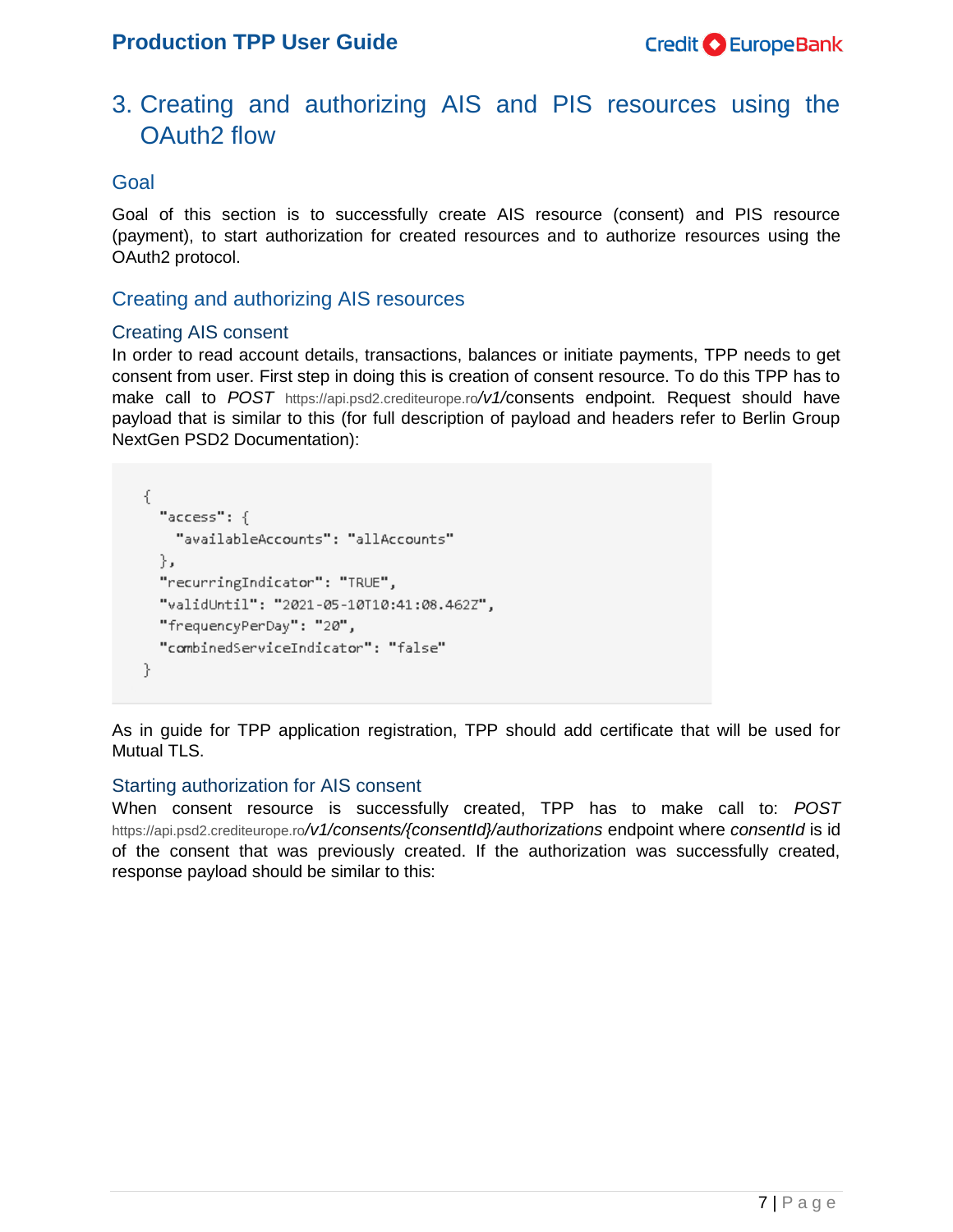# 3. Creating and authorizing AIS and PIS resources using the OAuth2 flow

## Goal

Goal of this section is to successfully create AIS resource (consent) and PIS resource (payment), to start authorization for created resources and to authorize resources using the OAuth2 protocol.

## Creating and authorizing AIS resources

### Creating AIS consent

In order to read account details, transactions, balances or initiate payments, TPP needs to get consent from user. First step in doing this is creation of consent resource. To do this TPP has to make call to *POST* https://api.psd2.crediteurope.ro*/v1/*consents endpoint. Request should have payload that is similar to this (for full description of payload and headers refer to Berlin Group NextGen PSD2 Documentation):

```
{
  "access": {
    "availableAccounts": "allAccounts"
  },
  "recurringIndicator": "TRUE",
  "validUntil": "2021-05-10T10:41:08.462Z",
  "frequencyPerDay": "20",
  "combinedServiceIndicator": "false"
}
```

As in guide for TPP application registration, TPP should add certificate that will be used for Mutual TLS.

### Starting authorization for AIS consent

When consent resource is successfully created, TPP has to make call to: *POST* https://api.psd2.crediteurope.ro*/v1/consents/{consentId}/authorizations* endpoint where *consentId* is id of the consent that was previously created. If the authorization was successfully created, response payload should be similar to this: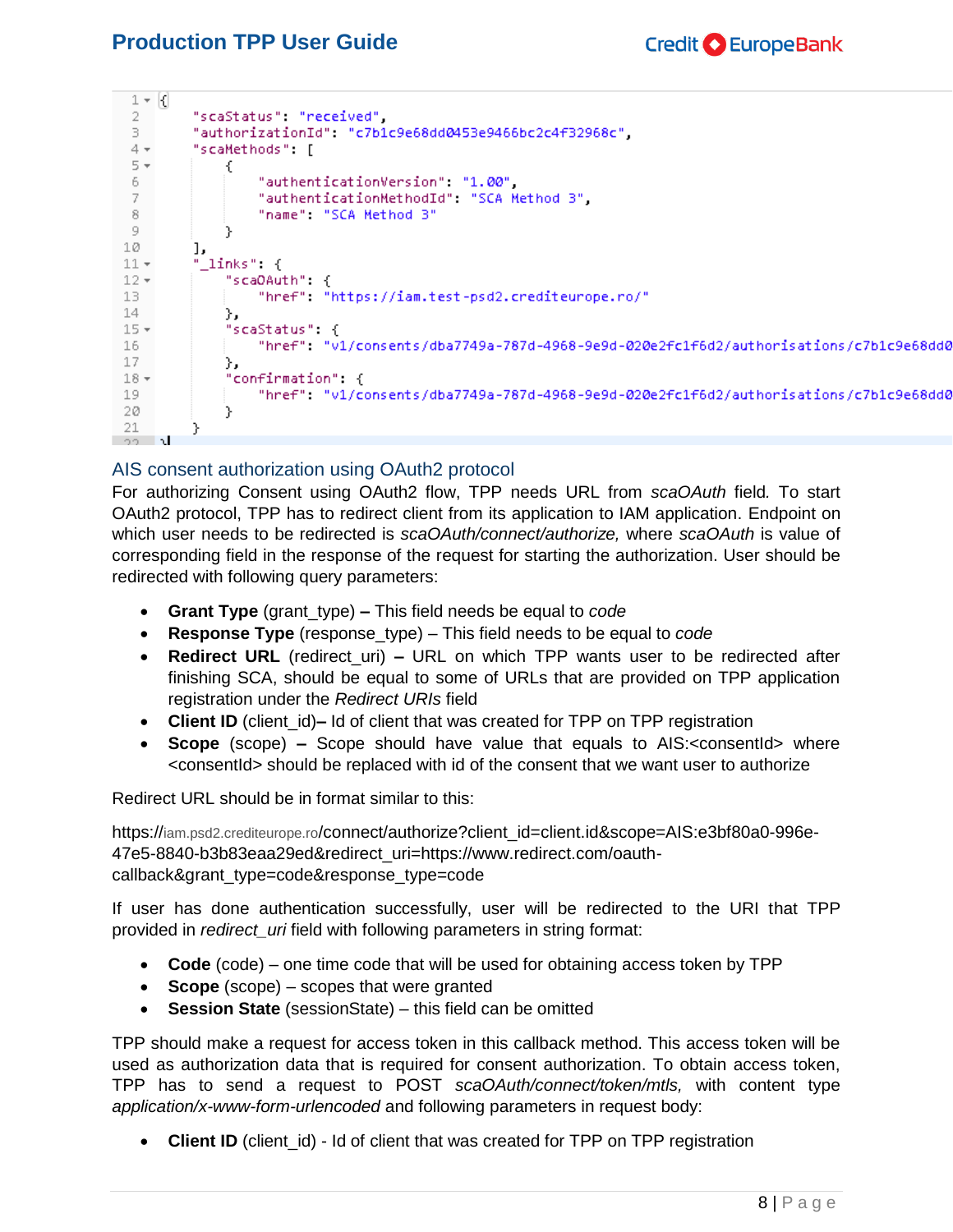```json
{
    "scaStatus": "received",
    "authorizationId": "c7b1c9e68dd0453e9466bc2c4f32968c",
    "scaMethods": [
        {
            "authenticationVersion": "1.00",
            "authenticationMethodId": "SCA Method 3",
            "name": "SCA Method 3"
        }
    ],
    "_links": {
        "scaOAuth": {
            "href": "https://iam.test-psd2.crediteurope.ro/"
        },
        "scaStatus": {
            "href": "v1/consents/dba7749a-787d-4968-9e9d-020e2fc1f6d2/authorisations/c7b1c9e68dd0
        },
        "confirmation": {
            "href": "v1/consents/dba7749a-787d-4968-9e9d-020e2fc1f6d2/authorisations/c7b1c9e68dd0
        }
    }
}
```

## AIS consent authorization using OAuth2 protocol

For authorizing Consent using OAuth2 flow, TPP needs URL from *scaOAuth* field*.* To start OAuth2 protocol, TPP has to redirect client from its application to IAM application. Endpoint on which user needs to be redirected is *scaOAuth/connect/authorize,* where *scaOAuth* is value of corresponding field in the response of the request for starting the authorization. User should be redirected with following query parameters:

- **Grant Type** (grant_type) **–** This field needs be equal to *code*
- **Response Type** (response_type) – This field needs to be equal to *code*
- **Redirect URL** (redirect_uri) **–** URL on which TPP wants user to be redirected after finishing SCA, should be equal to some of URLs that are provided on TPP application registration under the *Redirect URIs* field
- **Client ID** (client_id)**–** Id of client that was created for TPP on TPP registration
- **Scope** (scope) **–** Scope should have value that equals to AIS:<consentId> where <consentId> should be replaced with id of the consent that we want user to authorize

Redirect URL should be in format similar to this:

https://iam.psd2.crediteurope.ro/connect/authorize?client_id=client.id&scope=AIS:e3bf80a0-996e-47e5-8840-b3b83eaa29ed&redirect_uri=https://www.redirect.com/oauth-callback&grant_type=code&response_type=code

If user has done authentication successfully, user will be redirected to the URI that TPP provided in *redirect_uri* field with following parameters in string format:

- **Code** (code) – one time code that will be used for obtaining access token by TPP
- **Scope** (scope) – scopes that were granted
- **Session State** (sessionState) – this field can be omitted

TPP should make a request for access token in this callback method. This access token will be used as authorization data that is required for consent authorization. To obtain access token, TPP has to send a request to POST *scaOAuth/connect/token/mtls,* with content type *application/x-www-form-urlencoded* and following parameters in request body:

- **Client ID** (client_id) - Id of client that was created for TPP on TPP registration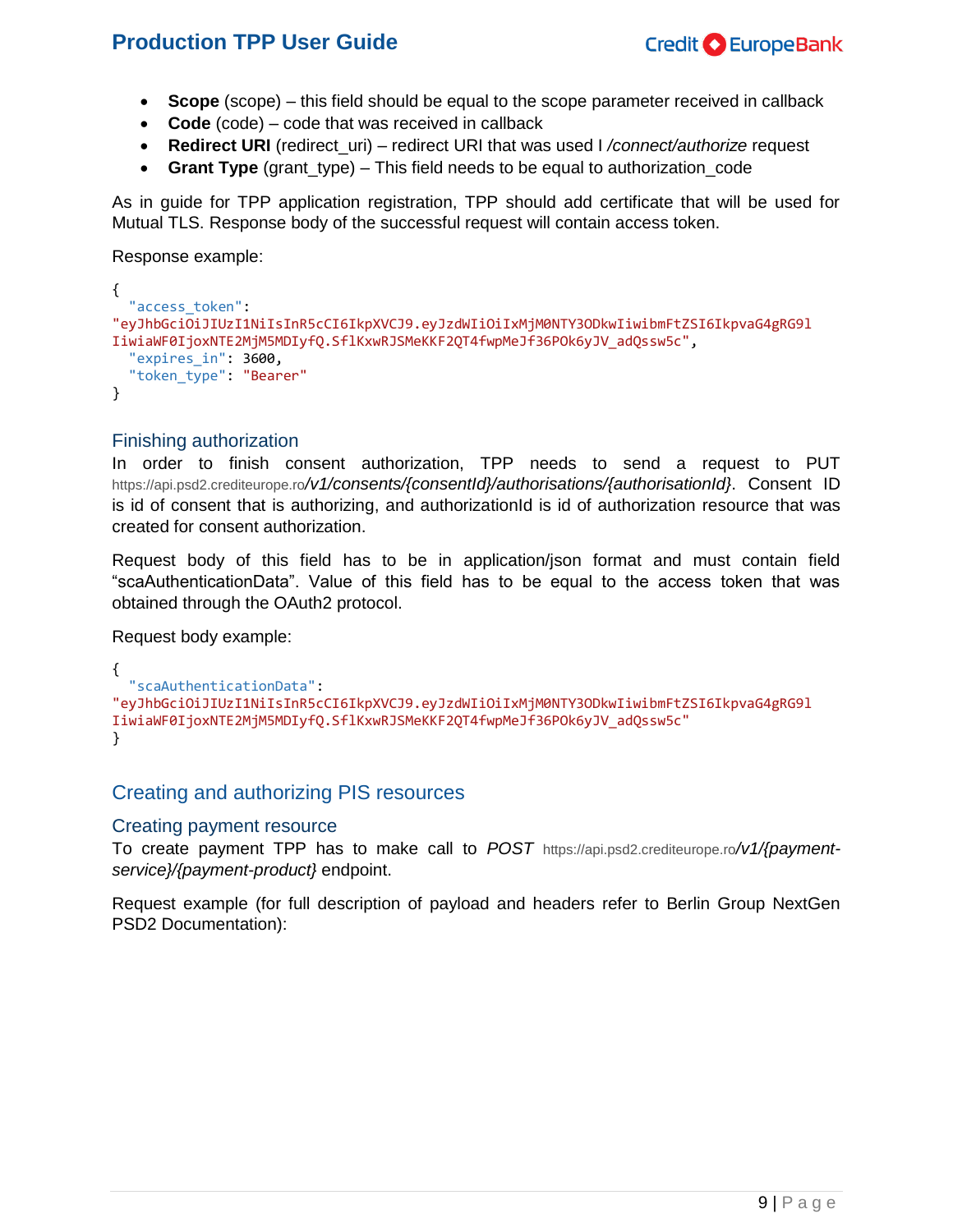- **Scope** (scope) – this field should be equal to the scope parameter received in callback
- **Code** (code) – code that was received in callback
- **Redirect URI** (redirect_uri) – redirect URI that was used I */connect/authorize* request
- **Grant Type** (grant_type) – This field needs to be equal to authorization_code

As in guide for TPP application registration, TPP should add certificate that will be used for Mutual TLS. Response body of the successful request will contain access token.

Response example:

```
{
  "access_token":
"eyJhbGciOiJIUzI1NiIsInR5cCI6IkpXVCJ9.eyJzdWIiOiIxMjM0NTY3ODkwIiwibmFtZSI6IkpvaG4gRG9l
IiwiaWF0IjoxNTE2MjM5MDIyfQ.SflKxwRJSMeKKF2QT4fwpMeJf36POk6yJV_adQssw5c",
  "expires_in": 3600,
  "token_type": "Bearer"
}
```

### Finishing authorization

In order to finish consent authorization, TPP needs to send a request to PUT https://api.psd2.crediteurope.ro*/v1/consents/{consentId}/authorisations/{authorisationId}*. Consent ID is id of consent that is authorizing, and authorizationId is id of authorization resource that was created for consent authorization.

Request body of this field has to be in application/json format and must contain field “scaAuthenticationData”. Value of this field has to be equal to the access token that was obtained through the OAuth2 protocol.

Request body example:

```
{
  "scaAuthenticationData":
"eyJhbGciOiJIUzI1NiIsInR5cCI6IkpXVCJ9.eyJzdWIiOiIxMjM0NTY3ODkwIiwibmFtZSI6IkpvaG4gRG9l
IiwiaWF0IjoxNTE2MjM5MDIyfQ.SflKxwRJSMeKKF2QT4fwpMeJf36POk6yJV_adQssw5c"
}
```

## Creating and authorizing PIS resources

### Creating payment resource

To create payment TPP has to make call to *POST* https://api.psd2.crediteurope.ro*/v1/{payment-service}/{payment-product}* endpoint.

Request example (for full description of payload and headers refer to Berlin Group NextGen PSD2 Documentation):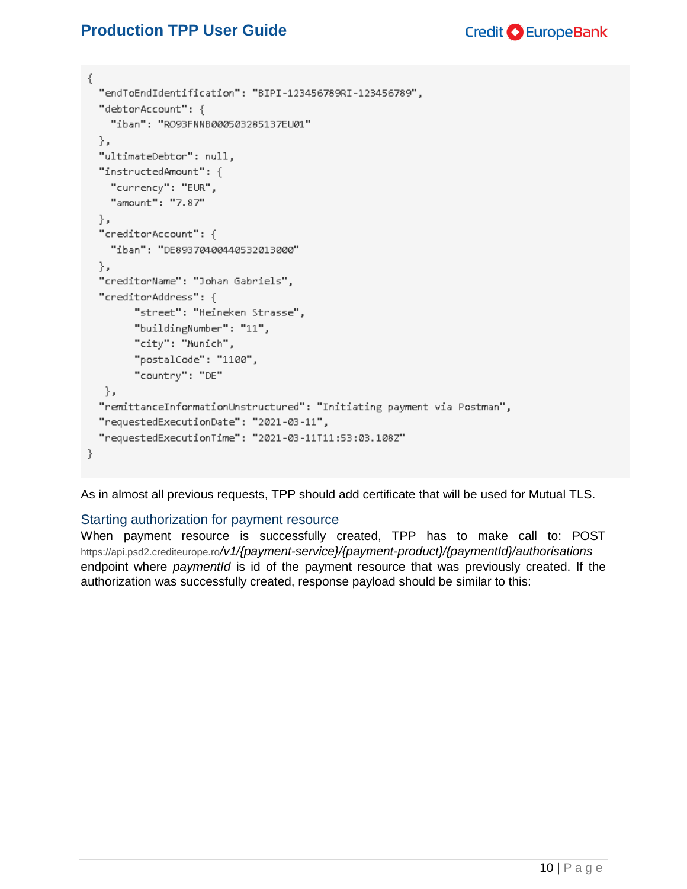```
{
  "endToEndIdentification": "BIPI-123456789RI-123456789",
  "debtorAccount": {
    "iban": "RO93FNNB000503285137EU01"
  },
  "ultimateDebtor": null,
  "instructedAmount": {
    "currency": "EUR",
    "amount": "7.87"
  },
  "creditorAccount": {
    "iban": "DE89370400440532013000"
  },
  "creditorName": "Johan Gabriels",
  "creditorAddress": {
        "street": "Heineken Strasse",
        "buildingNumber": "11",
        "city": "Munich",
        "postalCode": "1100",
        "country": "DE"
   },
  "remittanceInformationUnstructured": "Initiating payment via Postman",
  "requestedExecutionDate": "2021-03-11",
  "requestedExecutionTime": "2021-03-11T11:53:03.108Z"
}
```

As in almost all previous requests, TPP should add certificate that will be used for Mutual TLS.

### Starting authorization for payment resource

When payment resource is successfully created, TPP has to make call to: POST https://api.psd2.crediteurope.ro*/v1/{payment-service}/{payment-product}/{paymentId}/authorisations* endpoint where *paymentId* is id of the payment resource that was previously created. If the authorization was successfully created, response payload should be similar to this: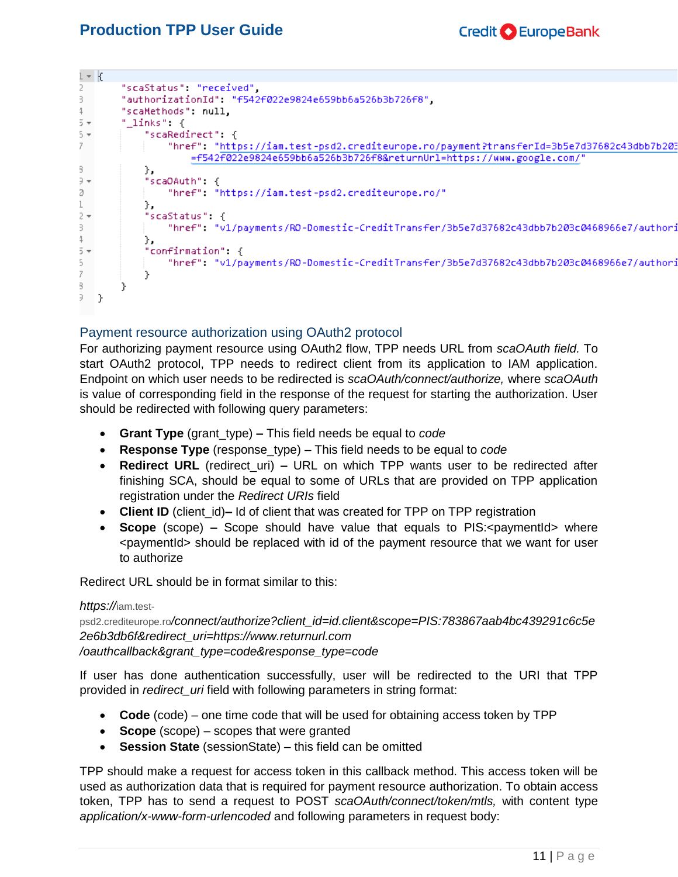```
{
    "scaStatus": "received",
    "authorizationId": "f542f022e9824e659bb6a526b3b726f8",
    "scaMethods": null,
    "_links": {
        "scaRedirect": {
            "href": "https://iam.test-psd2.crediteurope.ro/payment?transferId=3b5e7d37682c43dbb7b203
                =f542f022e9824e659bb6a526b3b726f8&returnUrl=https://www.google.com/"
        },
        "scaOAuth": {
            "href": "https://iam.test-psd2.crediteurope.ro/"
        },
        "scaStatus": {
            "href": "v1/payments/RO-Domestic-CreditTransfer/3b5e7d37682c43dbb7b203c0468966e7/authori
        },
        "confirmation": {
            "href": "v1/payments/RO-Domestic-CreditTransfer/3b5e7d37682c43dbb7b203c0468966e7/authori
        }
    }
}
```

## Payment resource authorization using OAuth2 protocol

For authorizing payment resource using OAuth2 flow, TPP needs URL from *scaOAuth field.* To start OAuth2 protocol, TPP needs to redirect client from its application to IAM application. Endpoint on which user needs to be redirected is *scaOAuth/connect/authorize,* where *scaOAuth* is value of corresponding field in the response of the request for starting the authorization. User should be redirected with following query parameters:

- **Grant Type** (grant_type) **–** This field needs be equal to *code*
- **Response Type** (response_type) – This field needs to be equal to *code*
- **Redirect URL** (redirect_uri) **–** URL on which TPP wants user to be redirected after finishing SCA, should be equal to some of URLs that are provided on TPP application registration under the *Redirect URIs* field
- **Client ID** (client_id)**–** Id of client that was created for TPP on TPP registration
- **Scope** (scope) **–** Scope should have value that equals to PIS:<paymentId> where <paymentId> should be replaced with id of the payment resource that we want for user to authorize

Redirect URL should be in format similar to this:

*https://*iam.test-psd2.crediteurope.ro*/connect/authorize?client_id=id.client&scope=PIS:783867aab4bc439291c6c5e2e6b3db6f&redirect_uri=https://www.returnurl.com/oauthcallback&grant_type=code&response_type=code*

If user has done authentication successfully, user will be redirected to the URI that TPP provided in *redirect_uri* field with following parameters in string format:

- **Code** (code) – one time code that will be used for obtaining access token by TPP
- **Scope** (scope) – scopes that were granted
- **Session State** (sessionState) – this field can be omitted

TPP should make a request for access token in this callback method. This access token will be used as authorization data that is required for payment resource authorization. To obtain access token, TPP has to send a request to POST *scaOAuth/connect/token/mtls,* with content type *application/x-www-form-urlencoded* and following parameters in request body: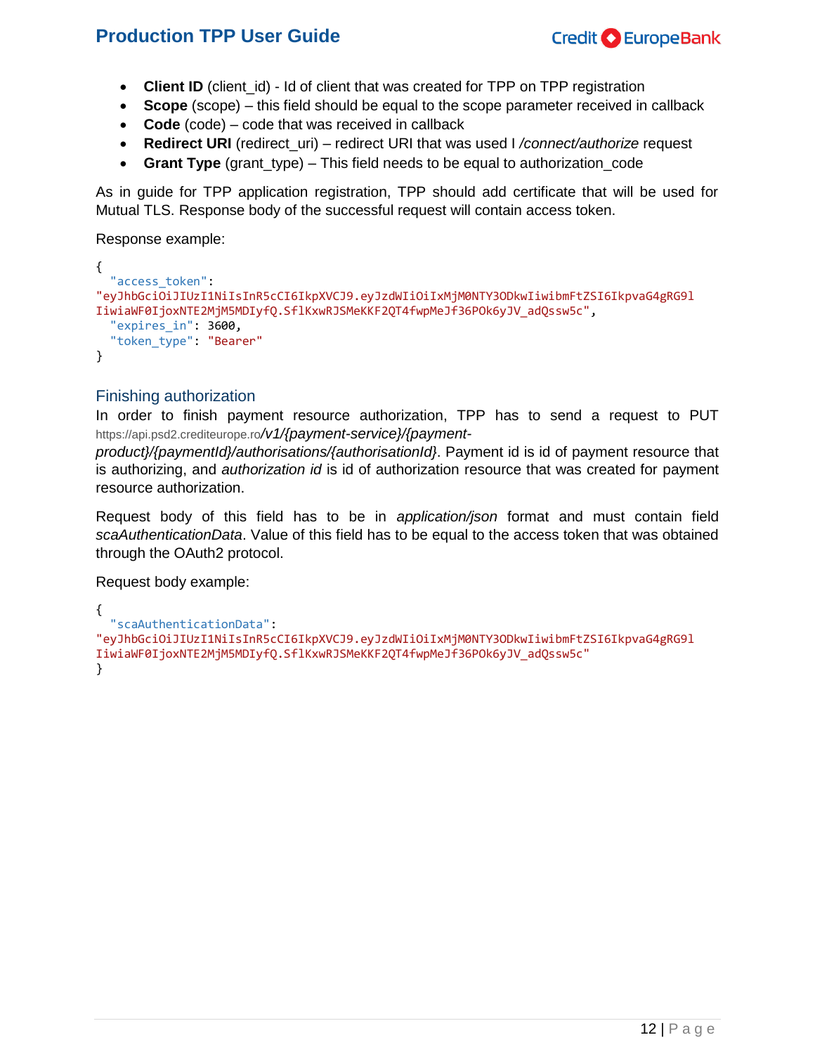- **Client ID** (client_id) - Id of client that was created for TPP on TPP registration
- **Scope** (scope) – this field should be equal to the scope parameter received in callback
- **Code** (code) – code that was received in callback
- **Redirect URI** (redirect_uri) – redirect URI that was used I */connect/authorize* request
- **Grant Type** (grant_type) – This field needs to be equal to authorization_code

As in guide for TPP application registration, TPP should add certificate that will be used for Mutual TLS. Response body of the successful request will contain access token.

Response example:

```
{
  "access_token":
"eyJhbGciOiJIUzI1NiIsInR5cCI6IkpXVCJ9.eyJzdWIiOiIxMjM0NTY3ODkwIiwibmFtZSI6IkpvaG4gRG9l
IiwiaWF0IjoxNTE2MjM5MDIyfQ.SflKxwRJSMeKKF2QT4fwpMeJf36POk6yJV_adQssw5c",
  "expires_in": 3600,
  "token_type": "Bearer"
}
```

## Finishing authorization

In order to finish payment resource authorization, TPP has to send a request to PUT https://api.psd2.crediteurope.ro*/v1/{payment-service}/{payment-product}/{paymentId}/authorisations/{authorisationId}*. Payment id is id of payment resource that is authorizing, and *authorization id* is id of authorization resource that was created for payment resource authorization.

Request body of this field has to be in *application/json* format and must contain field *scaAuthenticationData*. Value of this field has to be equal to the access token that was obtained through the OAuth2 protocol.

Request body example:

```
{
  "scaAuthenticationData":
"eyJhbGciOiJIUzI1NiIsInR5cCI6IkpXVCJ9.eyJzdWIiOiIxMjM0NTY3ODkwIiwibmFtZSI6IkpvaG4gRG9l
IiwiaWF0IjoxNTE2MjM5MDIyfQ.SflKxwRJSMeKKF2QT4fwpMeJf36POk6yJV_adQssw5c"
}
```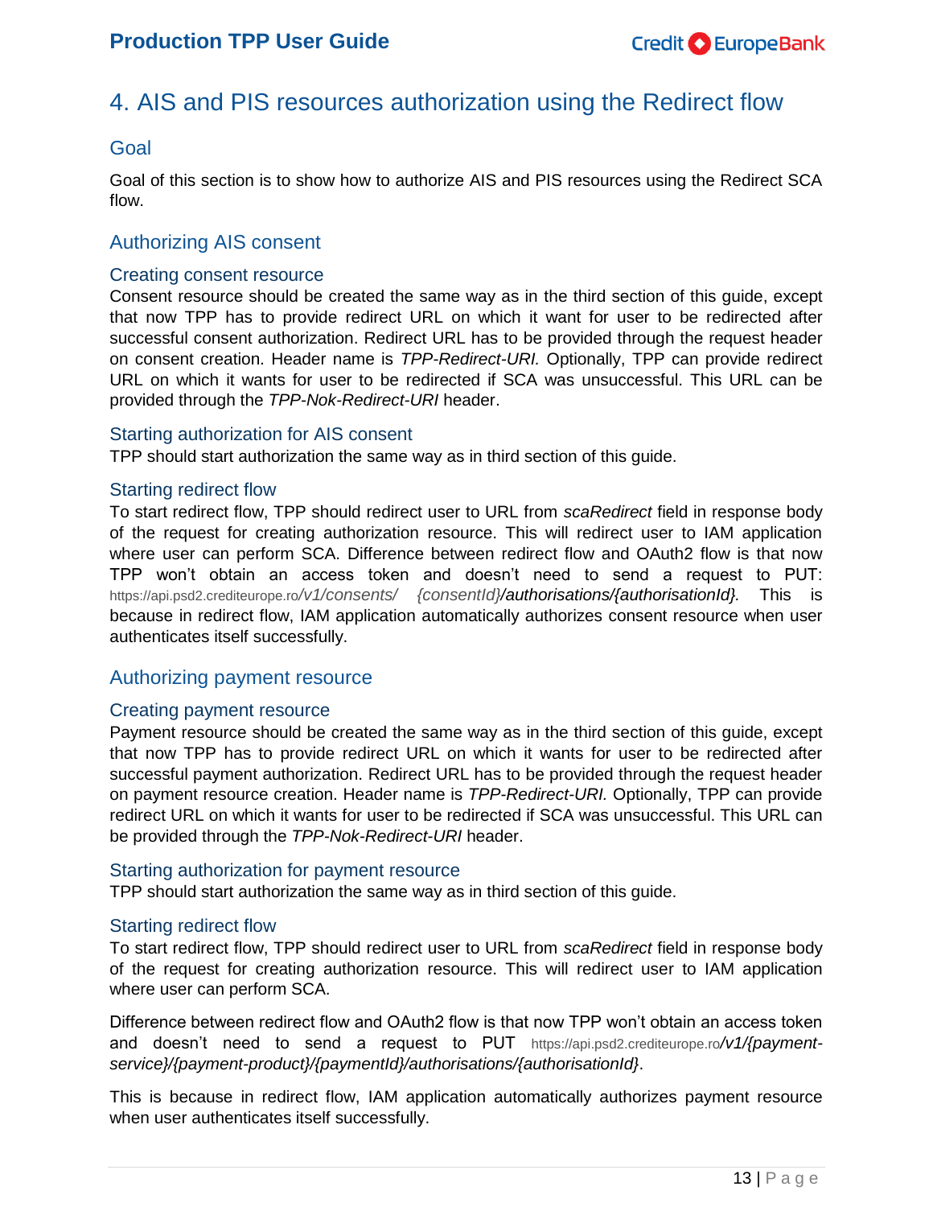# 4. AIS and PIS resources authorization using the Redirect flow

## Goal

Goal of this section is to show how to authorize AIS and PIS resources using the Redirect SCA flow.

## Authorizing AIS consent

### Creating consent resource

Consent resource should be created the same way as in the third section of this guide, except that now TPP has to provide redirect URL on which it want for user to be redirected after successful consent authorization. Redirect URL has to be provided through the request header on consent creation. Header name is *TPP-Redirect-URI.* Optionally, TPP can provide redirect URL on which it wants for user to be redirected if SCA was unsuccessful. This URL can be provided through the *TPP-Nok-Redirect-URI* header.

### Starting authorization for AIS consent

TPP should start authorization the same way as in third section of this guide.

### Starting redirect flow

To start redirect flow, TPP should redirect user to URL from *scaRedirect* field in response body of the request for creating authorization resource. This will redirect user to IAM application where user can perform SCA. Difference between redirect flow and OAuth2 flow is that now TPP won't obtain an access token and doesn't need to send a request to PUT: https://api.psd2.crediteurope.ro*/v1/consents/ {consentId}/authorisations/{authorisationId}.* This is because in redirect flow, IAM application automatically authorizes consent resource when user authenticates itself successfully.

## Authorizing payment resource

### Creating payment resource

Payment resource should be created the same way as in the third section of this guide, except that now TPP has to provide redirect URL on which it wants for user to be redirected after successful payment authorization. Redirect URL has to be provided through the request header on payment resource creation. Header name is *TPP-Redirect-URI.* Optionally, TPP can provide redirect URL on which it wants for user to be redirected if SCA was unsuccessful. This URL can be provided through the *TPP-Nok-Redirect-URI* header.

### Starting authorization for payment resource

TPP should start authorization the same way as in third section of this guide.

### Starting redirect flow

To start redirect flow, TPP should redirect user to URL from *scaRedirect* field in response body of the request for creating authorization resource. This will redirect user to IAM application where user can perform SCA.

Difference between redirect flow and OAuth2 flow is that now TPP won't obtain an access token and doesn't need to send a request to PUT https://api.psd2.crediteurope.ro*/v1/{payment-service}/{payment-product}/{paymentId}/authorisations/{authorisationId}*.

This is because in redirect flow, IAM application automatically authorizes payment resource when user authenticates itself successfully.